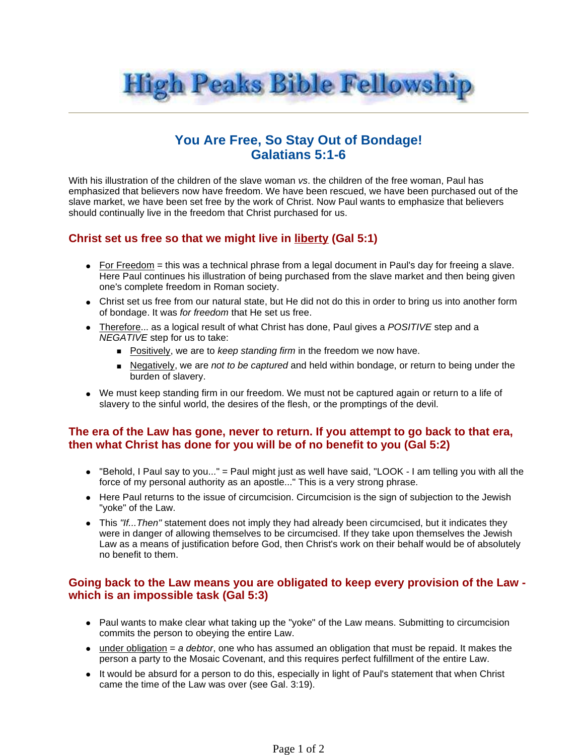# High Peaks Bible Fellowship

## You Are Free, So Stay Out of Bondage!
## Galatians 5:1-6

With his illustration of the children of the slave woman *vs*. the children of the free woman, Paul has emphasized that believers now have freedom. We have been rescued, we have been purchased out of the slave market, we have been set free by the work of Christ. Now Paul wants to emphasize that believers should continually live in the freedom that Christ purchased for us.

### Christ set us free so that we might live in liberty (Gal 5:1)

- For Freedom = this was a technical phrase from a legal document in Paul's day for freeing a slave. Here Paul continues his illustration of being purchased from the slave market and then being given one's complete freedom in Roman society.
- Christ set us free from our natural state, but He did not do this in order to bring us into another form of bondage. It was *for freedom* that He set us free.
- Therefore... as a logical result of what Christ has done, Paul gives a *POSITIVE* step and a *NEGATIVE* step for us to take:
  - Positively, we are to *keep standing firm* in the freedom we now have.
  - Negatively, we are *not to be captured* and held within bondage, or return to being under the burden of slavery.
- We must keep standing firm in our freedom. We must not be captured again or return to a life of slavery to the sinful world, the desires of the flesh, or the promptings of the devil.

### The era of the Law has gone, never to return. If you attempt to go back to that era, then what Christ has done for you will be of no benefit to you (Gal 5:2)

- "Behold, I Paul say to you..." = Paul might just as well have said, "LOOK - I am telling you with all the force of my personal authority as an apostle..." This is a very strong phrase.
- Here Paul returns to the issue of circumcision. Circumcision is the sign of subjection to the Jewish "yoke" of the Law.
- This *"If...Then"* statement does not imply they had already been circumcised, but it indicates they were in danger of allowing themselves to be circumcised. If they take upon themselves the Jewish Law as a means of justification before God, then Christ's work on their behalf would be of absolutely no benefit to them.

### Going back to the Law means you are obligated to keep every provision of the Law - which is an impossible task (Gal 5:3)

- Paul wants to make clear what taking up the "yoke" of the Law means. Submitting to circumcision commits the person to obeying the entire Law.
- under obligation = *a debtor*, one who has assumed an obligation that must be repaid. It makes the person a party to the Mosaic Covenant, and this requires perfect fulfillment of the entire Law.
- It would be absurd for a person to do this, especially in light of Paul's statement that when Christ came the time of the Law was over (see Gal. 3:19).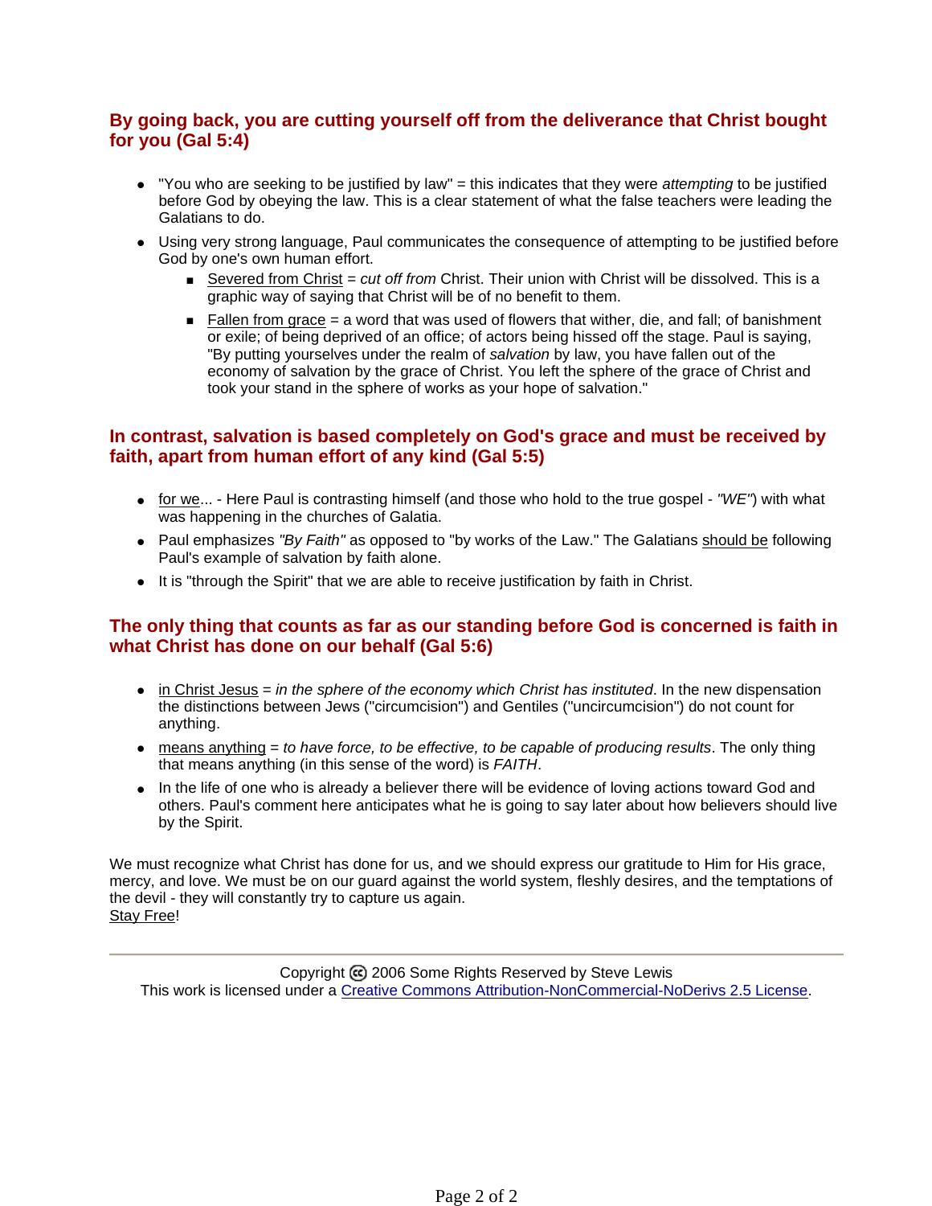## By going back, you are cutting yourself off from the deliverance that Christ bought for you (Gal 5:4)

- "You who are seeking to be justified by law" = this indicates that they were *attempting* to be justified before God by obeying the law. This is a clear statement of what the false teachers were leading the Galatians to do.
- Using very strong language, Paul communicates the consequence of attempting to be justified before God by one's own human effort.
  - Severed from Christ = *cut off from* Christ. Their union with Christ will be dissolved. This is a graphic way of saying that Christ will be of no benefit to them.
  - Fallen from grace = a word that was used of flowers that wither, die, and fall; of banishment or exile; of being deprived of an office; of actors being hissed off the stage. Paul is saying, "By putting yourselves under the realm of *salvation* by law, you have fallen out of the economy of salvation by the grace of Christ. You left the sphere of the grace of Christ and took your stand in the sphere of works as your hope of salvation."

## In contrast, salvation is based completely on God's grace and must be received by faith, apart from human effort of any kind (Gal 5:5)

- for we... - Here Paul is contrasting himself (and those who hold to the true gospel - *"WE"*) with what was happening in the churches of Galatia.
- Paul emphasizes *"By Faith"* as opposed to "by works of the Law." The Galatians should be following Paul's example of salvation by faith alone.
- It is "through the Spirit" that we are able to receive justification by faith in Christ.

## The only thing that counts as far as our standing before God is concerned is faith in what Christ has done on our behalf (Gal 5:6)

- in Christ Jesus = *in the sphere of the economy which Christ has instituted*. In the new dispensation the distinctions between Jews ("circumcision") and Gentiles ("uncircumcision") do not count for anything.
- means anything = *to have force, to be effective, to be capable of producing results*. The only thing that means anything (in this sense of the word) is *FAITH*.
- In the life of one who is already a believer there will be evidence of loving actions toward God and others. Paul's comment here anticipates what he is going to say later about how believers should live by the Spirit.

We must recognize what Christ has done for us, and we should express our gratitude to Him for His grace, mercy, and love. We must be on our guard against the world system, fleshly desires, and the temptations of the devil - they will constantly try to capture us again.
Stay Free!

---

Copyright © 2006 Some Rights Reserved by Steve Lewis
This work is licensed under a Creative Commons Attribution-NonCommercial-NoDerivs 2.5 License.